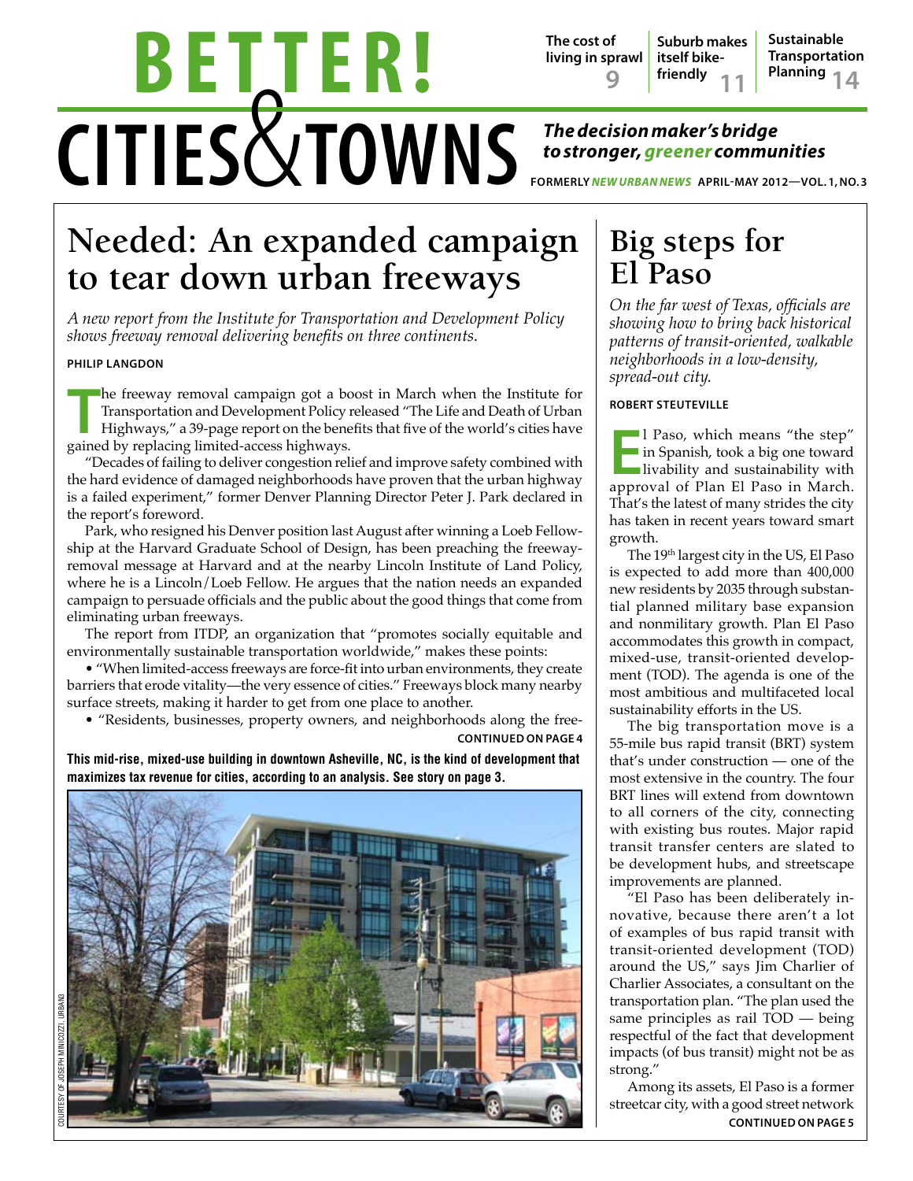# BETTER! CITIES & TOWNS

*The decision maker's bridge to stronger, greener communities*

FORMERLY *NEW URBAN NEWS* APRIL-MAY 2012—VOL. 1, NO. 3

The cost of living in sprawl 9 | Suburb makes itself bike-friendly 11 | Sustainable Transportation Planning 14

## Needed: An expanded campaign to tear down urban freeways

*A new report from the Institute for Transportation and Development Policy shows freeway removal delivering benefits on three continents.*

**PHILIP LANGDON**

The freeway removal campaign got a boost in March when the Institute for Transportation and Development Policy released "The Life and Death of Urban Highways," a 39-page report on the benefits that five of the world's cities have gained by replacing limited-access highways.

"Decades of failing to deliver congestion relief and improve safety combined with the hard evidence of damaged neighborhoods have proven that the urban highway is a failed experiment," former Denver Planning Director Peter J. Park declared in the report's foreword.

Park, who resigned his Denver position last August after winning a Loeb Fellowship at the Harvard Graduate School of Design, has been preaching the freeway-removal message at Harvard and at the nearby Lincoln Institute of Land Policy, where he is a Lincoln/Loeb Fellow. He argues that the nation needs an expanded campaign to persuade officials and the public about the good things that come from eliminating urban freeways.

The report from ITDP, an organization that "promotes socially equitable and environmentally sustainable transportation worldwide," makes these points:

- "When limited-access freeways are force-fit into urban environments, they create barriers that erode vitality—the very essence of cities." Freeways block many nearby surface streets, making it harder to get from one place to another.
- "Residents, businesses, property owners, and neighborhoods along the free-

**CONTINUED ON PAGE 4**

**This mid-rise, mixed-use building in downtown Asheville, NC, is the kind of development that maximizes tax revenue for cities, according to an analysis. See story on page 3.**

COURTESY OF JOSEPH MINICOZZI, URBAN3

## Big steps for El Paso

*On the far west of Texas, officials are showing how to bring back historical patterns of transit-oriented, walkable neighborhoods in a low-density, spread-out city.*

**ROBERT STEUTEVILLE**

El Paso, which means "the step" in Spanish, took a big one toward livability and sustainability with approval of Plan El Paso in March. That's the latest of many strides the city has taken in recent years toward smart growth.

The 19th largest city in the US, El Paso is expected to add more than 400,000 new residents by 2035 through substantial planned military base expansion and nonmilitary growth. Plan El Paso accommodates this growth in compact, mixed-use, transit-oriented development (TOD). The agenda is one of the most ambitious and multifaceted local sustainability efforts in the US.

The big transportation move is a 55-mile bus rapid transit (BRT) system that's under construction — one of the most extensive in the country. The four BRT lines will extend from downtown to all corners of the city, connecting with existing bus routes. Major rapid transit transfer centers are slated to be development hubs, and streetscape improvements are planned.

"El Paso has been deliberately innovative, because there aren't a lot of examples of bus rapid transit with transit-oriented development (TOD) around the US," says Jim Charlier of Charlier Associates, a consultant on the transportation plan. "The plan used the same principles as rail TOD — being respectful of the fact that development impacts (of bus transit) might not be as strong."

Among its assets, El Paso is a former streetcar city, with a good street network

**CONTINUED ON PAGE 5**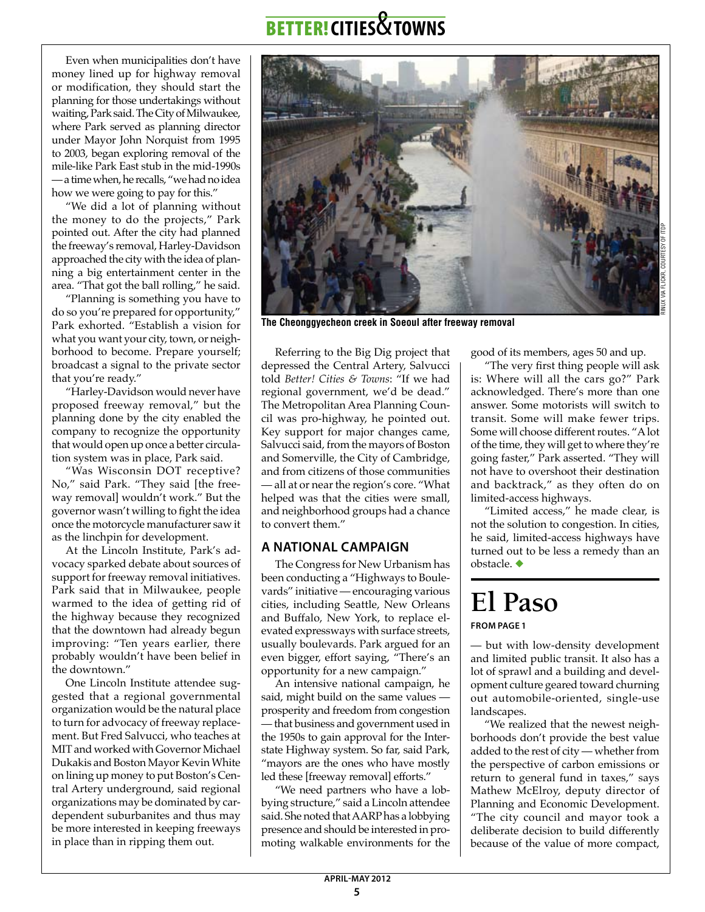Even when municipalities don't have money lined up for highway removal or modification, they should start the planning for those undertakings without waiting, Park said. The City of Milwaukee, where Park served as planning director under Mayor John Norquist from 1995 to 2003, began exploring removal of the mile-like Park East stub in the mid-1990s — a time when, he recalls, "we had no idea how we were going to pay for this."

"We did a lot of planning without the money to do the projects," Park pointed out. After the city had planned the freeway's removal, Harley-Davidson approached the city with the idea of planning a big entertainment center in the area. "That got the ball rolling," he said.

"Planning is something you have to do so you're prepared for opportunity," Park exhorted. "Establish a vision for what you want your city, town, or neighborhood to become. Prepare yourself; broadcast a signal to the private sector that you're ready."

"Harley-Davidson would never have proposed freeway removal," but the planning done by the city enabled the company to recognize the opportunity that would open up once a better circulation system was in place, Park said.

"Was Wisconsin DOT receptive? No," said Park. "They said [the freeway removal] wouldn't work." But the governor wasn't willing to fight the idea once the motorcycle manufacturer saw it as the linchpin for development.

At the Lincoln Institute, Park's advocacy sparked debate about sources of support for freeway removal initiatives. Park said that in Milwaukee, people warmed to the idea of getting rid of the highway because they recognized that the downtown had already begun improving: "Ten years earlier, there probably wouldn't have been belief in the downtown."

One Lincoln Institute attendee suggested that a regional governmental organization would be the natural place to turn for advocacy of freeway replacement. But Fred Salvucci, who teaches at MIT and worked with Governor Michael Dukakis and Boston Mayor Kevin White on lining up money to put Boston's Central Artery underground, said regional organizations may be dominated by car-dependent suburbanites and thus may be more interested in keeping freeways in place than in ripping them out.

The Cheonggyecheon creek in Soeoul after freeway removal

RINUX VIA FLICKR, COURTESY OF ITDP

Referring to the Big Dig project that depressed the Central Artery, Salvucci told *Better! Cities & Towns*: "If we had regional government, we'd be dead." The Metropolitan Area Planning Council was pro-highway, he pointed out. Key support for major changes came, Salvucci said, from the mayors of Boston and Somerville, the City of Cambridge, and from citizens of those communities — all at or near the region's core. "What helped was that the cities were small, and neighborhood groups had a chance to convert them."

## A NATIONAL CAMPAIGN

The Congress for New Urbanism has been conducting a "Highways to Boulevards" initiative — encouraging various cities, including Seattle, New Orleans and Buffalo, New York, to replace elevated expressways with surface streets, usually boulevards. Park argued for an even bigger, effort saying, "There's an opportunity for a new campaign."

An intensive national campaign, he said, might build on the same values — prosperity and freedom from congestion — that business and government used in the 1950s to gain approval for the Interstate Highway system. So far, said Park, "mayors are the ones who have mostly led these [freeway removal] efforts."

"We need partners who have a lobbying structure," said a Lincoln attendee said. She noted that AARP has a lobbying presence and should be interested in promoting walkable environments for the good of its members, ages 50 and up.

"The very first thing people will ask is: Where will all the cars go?" Park acknowledged. There's more than one answer. Some motorists will switch to transit. Some will make fewer trips. Some will choose different routes. "A lot of the time, they will get to where they're going faster," Park asserted. "They will not have to overshoot their destination and backtrack," as they often do on limited-access highways.

"Limited access," he made clear, is not the solution to congestion. In cities, he said, limited-access highways have turned out to be less a remedy than an obstacle. ◆

# El Paso

**FROM PAGE 1**

— but with low-density development and limited public transit. It also has a lot of sprawl and a building and development culture geared toward churning out automobile-oriented, single-use landscapes.

"We realized that the newest neighborhoods don't provide the best value added to the rest of city — whether from the perspective of carbon emissions or return to general fund in taxes," says Mathew McElroy, deputy director of Planning and Economic Development. "The city council and mayor took a deliberate decision to build differently because of the value of more compact,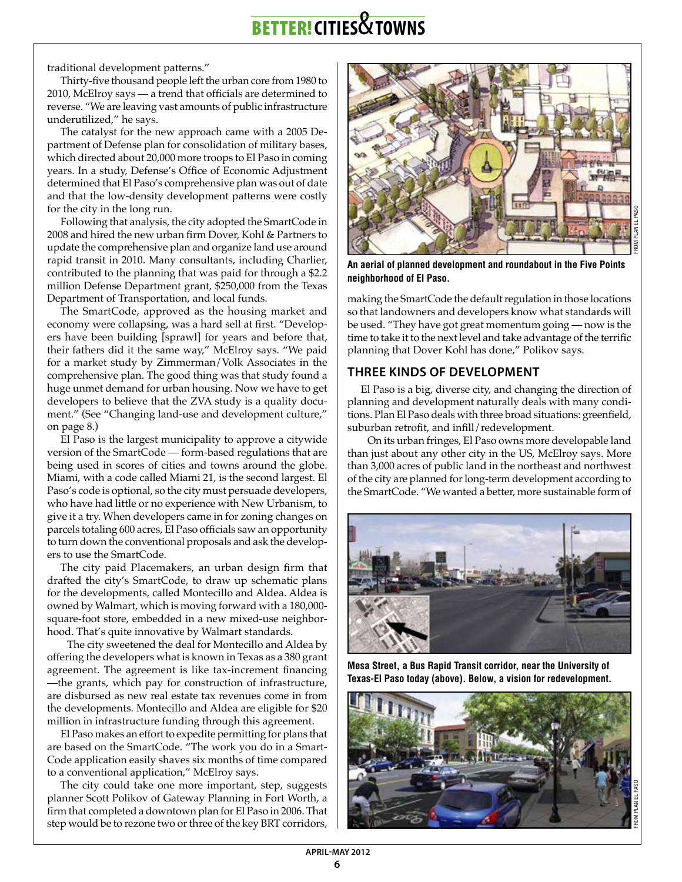traditional development patterns."

Thirty-five thousand people left the urban core from 1980 to 2010, McElroy says — a trend that officials are determined to reverse. "We are leaving vast amounts of public infrastructure underutilized," he says.

The catalyst for the new approach came with a 2005 Department of Defense plan for consolidation of military bases, which directed about 20,000 more troops to El Paso in coming years. In a study, Defense's Office of Economic Adjustment determined that El Paso's comprehensive plan was out of date and that the low-density development patterns were costly for the city in the long run.

Following that analysis, the city adopted the SmartCode in 2008 and hired the new urban firm Dover, Kohl & Partners to update the comprehensive plan and organize land use around rapid transit in 2010. Many consultants, including Charlier, contributed to the planning that was paid for through a $2.2 million Defense Department grant, $250,000 from the Texas Department of Transportation, and local funds.

The SmartCode, approved as the housing market and economy were collapsing, was a hard sell at first. "Developers have been building [sprawl] for years and before that, their fathers did it the same way," McElroy says. "We paid for a market study by Zimmerman/Volk Associates in the comprehensive plan. The good thing was that study found a huge unmet demand for urban housing. Now we have to get developers to believe that the ZVA study is a quality document." (See "Changing land-use and development culture," on page 8.)

El Paso is the largest municipality to approve a citywide version of the SmartCode — form-based regulations that are being used in scores of cities and towns around the globe. Miami, with a code called Miami 21, is the second largest. El Paso's code is optional, so the city must persuade developers, who have had little or no experience with New Urbanism, to give it a try. When developers came in for zoning changes on parcels totaling 600 acres, El Paso officials saw an opportunity to turn down the conventional proposals and ask the developers to use the SmartCode.

The city paid Placemakers, an urban design firm that drafted the city's SmartCode, to draw up schematic plans for the developments, called Montecillo and Aldea. Aldea is owned by Walmart, which is moving forward with a 180,000-square-foot store, embedded in a new mixed-use neighborhood. That's quite innovative by Walmart standards.

The city sweetened the deal for Montecillo and Aldea by offering the developers what is known in Texas as a 380 grant agreement. The agreement is like tax-increment financing —the grants, which pay for construction of infrastructure, are disbursed as new real estate tax revenues come in from the developments. Montecillo and Aldea are eligible for $20 million in infrastructure funding through this agreement.

El Paso makes an effort to expedite permitting for plans that are based on the SmartCode. "The work you do in a SmartCode application easily shaves six months of time compared to a conventional application," McElroy says.

The city could take one more important, step, suggests planner Scott Polikov of Gateway Planning in Fort Worth, a firm that completed a downtown plan for El Paso in 2006. That step would be to rezone two or three of the key BRT corridors, making the SmartCode the default regulation in those locations so that landowners and developers know what standards will be used. "They have got great momentum going — now is the time to take it to the next level and take advantage of the terrific planning that Dover Kohl has done," Polikov says.

**An aerial of planned development and roundabout in the Five Points neighborhood of El Paso.**

FROM PLAN EL PASO

## THREE KINDS OF DEVELOPMENT

El Paso is a big, diverse city, and changing the direction of planning and development naturally deals with many conditions. Plan El Paso deals with three broad situations: greenfield, suburban retrofit, and infill/redevelopment.

On its urban fringes, El Paso owns more developable land than just about any other city in the US, McElroy says. More than 3,000 acres of public land in the northeast and northwest of the city are planned for long-term development according to the SmartCode. "We wanted a better, more sustainable form of

**Mesa Street, a Bus Rapid Transit corridor, near the University of Texas-El Paso today (above). Below, a vision for redevelopment.**

FROM PLAN EL PASO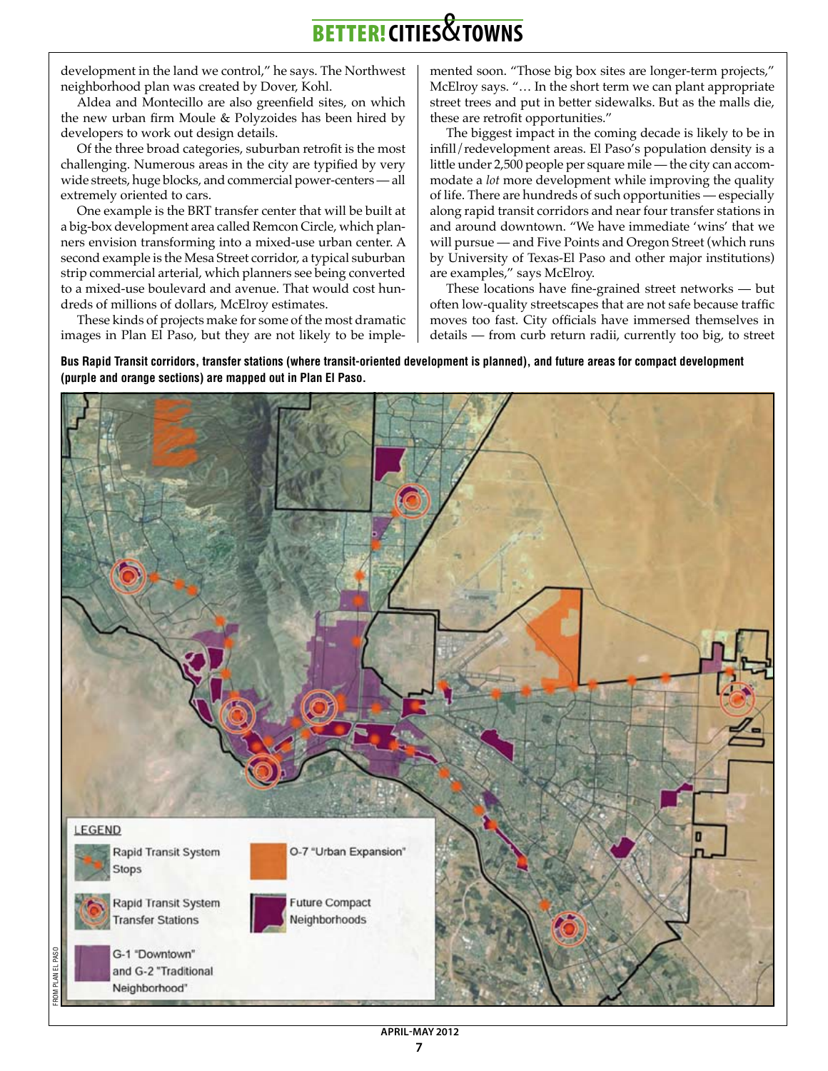development in the land we control," he says. The Northwest neighborhood plan was created by Dover, Kohl.

Aldea and Montecillo are also greenfield sites, on which the new urban firm Moule & Polyzoides has been hired by developers to work out design details.

Of the three broad categories, suburban retrofit is the most challenging. Numerous areas in the city are typified by very wide streets, huge blocks, and commercial power-centers — all extremely oriented to cars.

One example is the BRT transfer center that will be built at a big-box development area called Remcon Circle, which planners envision transforming into a mixed-use urban center. A second example is the Mesa Street corridor, a typical suburban strip commercial arterial, which planners see being converted to a mixed-use boulevard and avenue. That would cost hundreds of millions of dollars, McElroy estimates.

These kinds of projects make for some of the most dramatic images in Plan El Paso, but they are not likely to be implemented soon. "Those big box sites are longer-term projects," McElroy says. "… In the short term we can plant appropriate street trees and put in better sidewalks. But as the malls die, these are retrofit opportunities."

The biggest impact in the coming decade is likely to be in infill/redevelopment areas. El Paso's population density is a little under 2,500 people per square mile — the city can accommodate a *lot* more development while improving the quality of life. There are hundreds of such opportunities — especially along rapid transit corridors and near four transfer stations in and around downtown. "We have immediate 'wins' that we will pursue — and Five Points and Oregon Street (which runs by University of Texas-El Paso and other major institutions) are examples," says McElroy.

These locations have fine-grained street networks — but often low-quality streetscapes that are not safe because traffic moves too fast. City officials have immersed themselves in details — from curb return radii, currently too big, to street

**Bus Rapid Transit corridors, transfer stations (where transit-oriented development is planned), and future areas for compact development (purple and orange sections) are mapped out in Plan El Paso.**

FROM PLAN EL PASO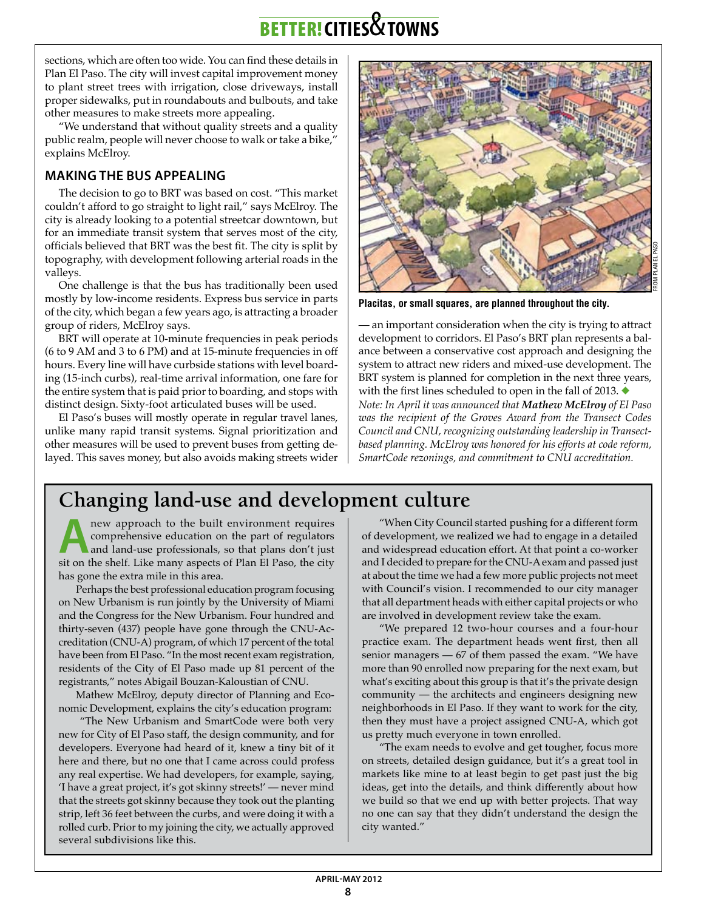sections, which are often too wide. You can find these details in Plan El Paso. The city will invest capital improvement money to plant street trees with irrigation, close driveways, install proper sidewalks, put in roundabouts and bulbouts, and take other measures to make streets more appealing.

"We understand that without quality streets and a quality public realm, people will never choose to walk or take a bike," explains McElroy.

### MAKING THE BUS APPEALING

The decision to go to BRT was based on cost. "This market couldn't afford to go straight to light rail," says McElroy. The city is already looking to a potential streetcar downtown, but for an immediate transit system that serves most of the city, officials believed that BRT was the best fit. The city is split by topography, with development following arterial roads in the valleys.

One challenge is that the bus has traditionally been used mostly by low-income residents. Express bus service in parts of the city, which began a few years ago, is attracting a broader group of riders, McElroy says.

BRT will operate at 10-minute frequencies in peak periods (6 to 9 AM and 3 to 6 PM) and at 15-minute frequencies in off hours. Every line will have curbside stations with level boarding (15-inch curbs), real-time arrival information, one fare for the entire system that is paid prior to boarding, and stops with distinct design. Sixty-foot articulated buses will be used.

El Paso's buses will mostly operate in regular travel lanes, unlike many rapid transit systems. Signal prioritization and other measures will be used to prevent buses from getting delayed. This saves money, but also avoids making streets wider — an important consideration when the city is trying to attract development to corridors. El Paso's BRT plan represents a balance between a conservative cost approach and designing the system to attract new riders and mixed-use development. The BRT system is planned for completion in the next three years, with the first lines scheduled to open in the fall of 2013. ◆

FROM PLAN EL PASO

Placitas, or small squares, are planned throughout the city.

*Note: In April it was announced that* ***Mathew McElroy*** *of El Paso was the recipient of the Groves Award from the Transect Codes Council and CNU, recognizing outstanding leadership in Transect-based planning. McElroy was honored for his efforts at code reform, SmartCode rezonings, and commitment to CNU accreditation.*

## Changing land-use and development culture

A new approach to the built environment requires comprehensive education on the part of regulators and land-use professionals, so that plans don't just sit on the shelf. Like many aspects of Plan El Paso, the city has gone the extra mile in this area.

Perhaps the best professional education program focusing on New Urbanism is run jointly by the University of Miami and the Congress for the New Urbanism. Four hundred and thirty-seven (437) people have gone through the CNU-Accreditation (CNU-A) program, of which 17 percent of the total have been from El Paso. "In the most recent exam registration, residents of the City of El Paso made up 81 percent of the registrants," notes Abigail Bouzan-Kaloustian of CNU.

Mathew McElroy, deputy director of Planning and Economic Development, explains the city's education program:

"The New Urbanism and SmartCode were both very new for City of El Paso staff, the design community, and for developers. Everyone had heard of it, knew a tiny bit of it here and there, but no one that I came across could profess any real expertise. We had developers, for example, saying, 'I have a great project, it's got skinny streets!' — never mind that the streets got skinny because they took out the planting strip, left 36 feet between the curbs, and were doing it with a rolled curb. Prior to my joining the city, we actually approved several subdivisions like this.

"When City Council started pushing for a different form of development, we realized we had to engage in a detailed and widespread education effort. At that point a co-worker and I decided to prepare for the CNU-A exam and passed just at about the time we had a few more public projects not meet with Council's vision. I recommended to our city manager that all department heads with either capital projects or who are involved in development review take the exam.

"We prepared 12 two-hour courses and a four-hour practice exam. The department heads went first, then all senior managers — 67 of them passed the exam. "We have more than 90 enrolled now preparing for the next exam, but what's exciting about this group is that it's the private design community — the architects and engineers designing new neighborhoods in El Paso. If they want to work for the city, then they must have a project assigned CNU-A, which got us pretty much everyone in town enrolled.

"The exam needs to evolve and get tougher, focus more on streets, detailed design guidance, but it's a great tool in markets like mine to at least begin to get past just the big ideas, get into the details, and think differently about how we build so that we end up with better projects. That way no one can say that they didn't understand the design the city wanted."